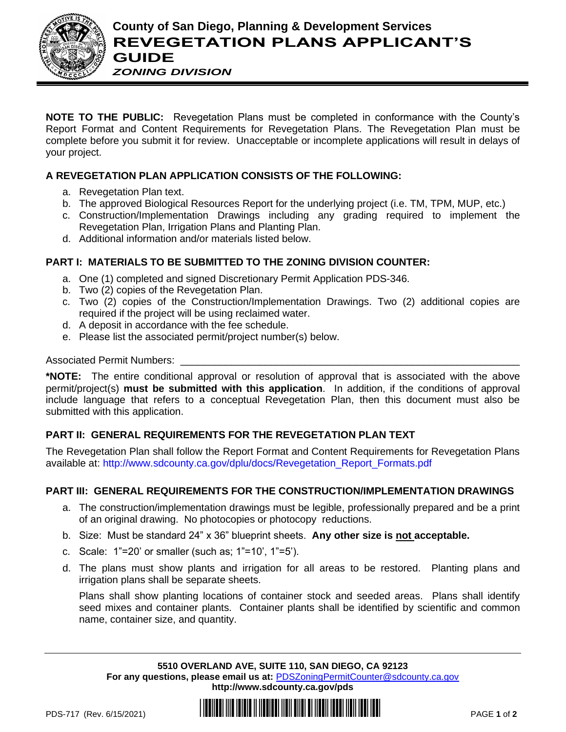# County of San Diego, Planning & Development Services

## REVEGETATION PLANS APPLICANT'S GUIDE

### *ZONING DIVISION*

**NOTE TO THE PUBLIC:** Revegetation Plans must be completed in conformance with the County's Report Format and Content Requirements for Revegetation Plans. The Revegetation Plan must be complete before you submit it for review. Unacceptable or incomplete applications will result in delays of your project.

### A REVEGETATION PLAN APPLICATION CONSISTS OF THE FOLLOWING:

a. Revegetation Plan text.
b. The approved Biological Resources Report for the underlying project (i.e. TM, TPM, MUP, etc.)
c. Construction/Implementation Drawings including any grading required to implement the Revegetation Plan, Irrigation Plans and Planting Plan.
d. Additional information and/or materials listed below.

### PART I: MATERIALS TO BE SUBMITTED TO THE ZONING DIVISION COUNTER:

a. One (1) completed and signed Discretionary Permit Application PDS-346.
b. Two (2) copies of the Revegetation Plan.
c. Two (2) copies of the Construction/Implementation Drawings. Two (2) additional copies are required if the project will be using reclaimed water.
d. A deposit in accordance with the fee schedule.
e. Please list the associated permit/project number(s) below.

Associated Permit Numbers: ______________________________________________________________

***NOTE:** The entire conditional approval or resolution of approval that is associated with the above permit/project(s) **must be submitted with this application**. In addition, if the conditions of approval include language that refers to a conceptual Revegetation Plan, then this document must also be submitted with this application.

### PART II: GENERAL REQUIREMENTS FOR THE REVEGETATION PLAN TEXT

The Revegetation Plan shall follow the Report Format and Content Requirements for Revegetation Plans available at: http://www.sdcounty.ca.gov/dplu/docs/Revegetation_Report_Formats.pdf

### PART III: GENERAL REQUIREMENTS FOR THE CONSTRUCTION/IMPLEMENTATION DRAWINGS

a. The construction/implementation drawings must be legible, professionally prepared and be a print of an original drawing. No photocopies or photocopy reductions.
b. Size: Must be standard 24" x 36" blueprint sheets. **Any other size is not acceptable.**
c. Scale: 1"=20' or smaller (such as; 1"=10', 1"=5').
d. The plans must show plants and irrigation for all areas to be restored. Planting plans and irrigation plans shall be separate sheets.

   Plans shall show planting locations of container stock and seeded areas. Plans shall identify seed mixes and container plants. Container plants shall be identified by scientific and common name, container size, and quantity.

**5510 OVERLAND AVE, SUITE 110, SAN DIEGO, CA 92123**
**For any questions, please email us at:** PDSZoningPermitCounter@sdcounty.ca.gov
**http://www.sdcounty.ca.gov/pds**

PDS-717 (Rev. 6/15/2021)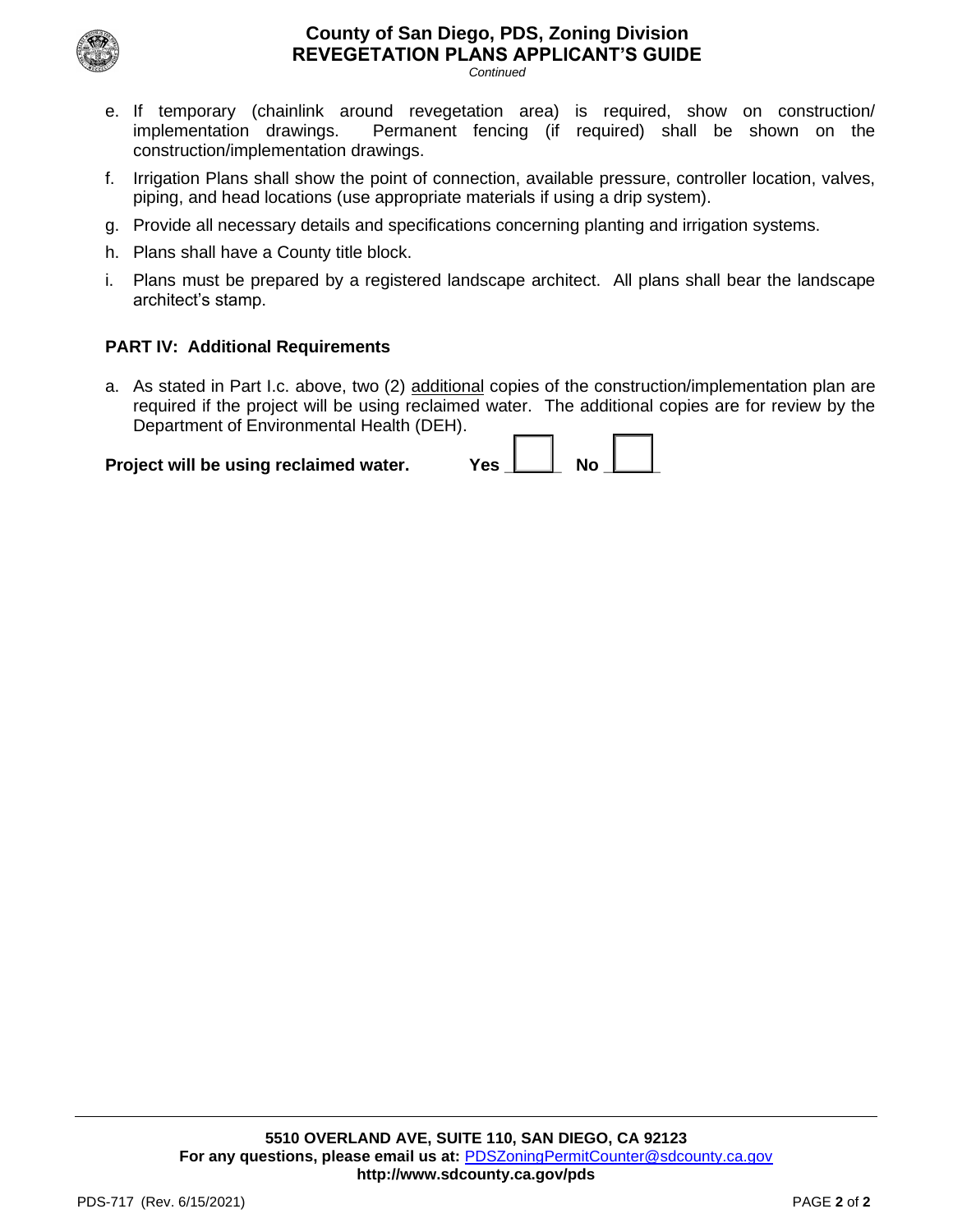# County of San Diego, PDS, Zoning Division
## REVEGETATION PLANS APPLICANT'S GUIDE

*Continued*

e. If temporary (chainlink around revegetation area) is required, show on construction/ implementation drawings. Permanent fencing (if required) shall be shown on the construction/implementation drawings.

f. Irrigation Plans shall show the point of connection, available pressure, controller location, valves, piping, and head locations (use appropriate materials if using a drip system).

g. Provide all necessary details and specifications concerning planting and irrigation systems.

h. Plans shall have a County title block.

i. Plans must be prepared by a registered landscape architect. All plans shall bear the landscape architect's stamp.

### PART IV: Additional Requirements

a. As stated in Part I.c. above, two (2) additional copies of the construction/implementation plan are required if the project will be using reclaimed water. The additional copies are for review by the Department of Environmental Health (DEH).

**Project will be using reclaimed water.** **Yes** ☐ **No** ☐

**5510 OVERLAND AVE, SUITE 110, SAN DIEGO, CA 92123**
**For any questions, please email us at:** PDSZoningPermitCounter@sdcounty.ca.gov
**http://www.sdcounty.ca.gov/pds**

PDS-717 (Rev. 6/15/2021)